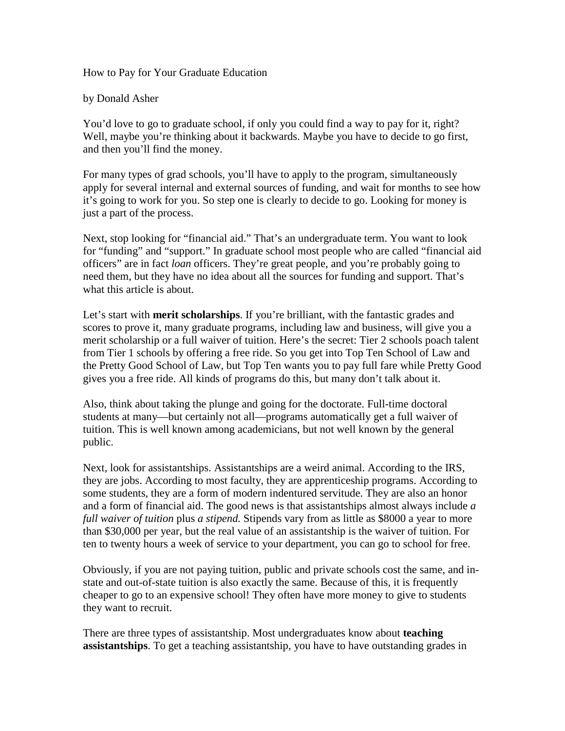# How to Pay for Your Graduate Education

by Donald Asher

You'd love to go to graduate school, if only you could find a way to pay for it, right? Well, maybe you're thinking about it backwards. Maybe you have to decide to go first, and then you'll find the money.

For many types of grad schools, you'll have to apply to the program, simultaneously apply for several internal and external sources of funding, and wait for months to see how it's going to work for you. So step one is clearly to decide to go. Looking for money is just a part of the process.

Next, stop looking for "financial aid." That's an undergraduate term. You want to look for "funding" and "support." In graduate school most people who are called "financial aid officers" are in fact *loan* officers. They're great people, and you're probably going to need them, but they have no idea about all the sources for funding and support. That's what this article is about.

Let's start with **merit scholarships**. If you're brilliant, with the fantastic grades and scores to prove it, many graduate programs, including law and business, will give you a merit scholarship or a full waiver of tuition. Here's the secret: Tier 2 schools poach talent from Tier 1 schools by offering a free ride. So you get into Top Ten School of Law and the Pretty Good School of Law, but Top Ten wants you to pay full fare while Pretty Good gives you a free ride. All kinds of programs do this, but many don't talk about it.

Also, think about taking the plunge and going for the doctorate. Full-time doctoral students at many—but certainly not all—programs automatically get a full waiver of tuition. This is well known among academicians, but not well known by the general public.

Next, look for assistantships. Assistantships are a weird animal. According to the IRS, they are jobs. According to most faculty, they are apprenticeship programs. According to some students, they are a form of modern indentured servitude. They are also an honor and a form of financial aid. The good news is that assistantships almost always include *a full waiver of tuition* plus *a stipend.* Stipends vary from as little as $8000 a year to more than $30,000 per year, but the real value of an assistantship is the waiver of tuition. For ten to twenty hours a week of service to your department, you can go to school for free.

Obviously, if you are not paying tuition, public and private schools cost the same, and in-state and out-of-state tuition is also exactly the same. Because of this, it is frequently cheaper to go to an expensive school! They often have more money to give to students they want to recruit.

There are three types of assistantship. Most undergraduates know about **teaching assistantships**. To get a teaching assistantship, you have to have outstanding grades in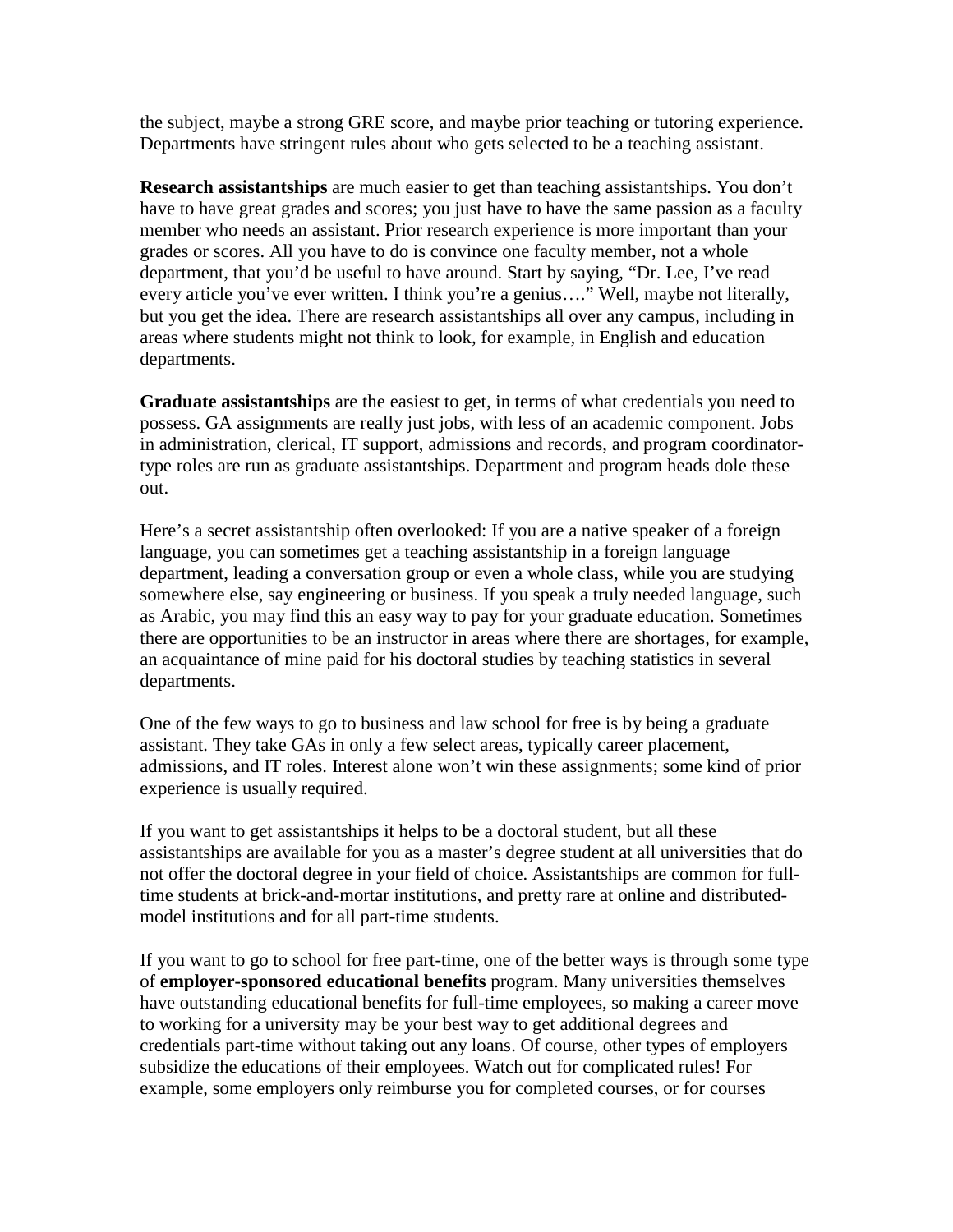the subject, maybe a strong GRE score, and maybe prior teaching or tutoring experience. Departments have stringent rules about who gets selected to be a teaching assistant.

**Research assistantships** are much easier to get than teaching assistantships. You don't have to have great grades and scores; you just have to have the same passion as a faculty member who needs an assistant. Prior research experience is more important than your grades or scores. All you have to do is convince one faculty member, not a whole department, that you'd be useful to have around. Start by saying, "Dr. Lee, I've read every article you've ever written. I think you're a genius…." Well, maybe not literally, but you get the idea. There are research assistantships all over any campus, including in areas where students might not think to look, for example, in English and education departments.

**Graduate assistantships** are the easiest to get, in terms of what credentials you need to possess. GA assignments are really just jobs, with less of an academic component. Jobs in administration, clerical, IT support, admissions and records, and program coordinator-type roles are run as graduate assistantships. Department and program heads dole these out.

Here's a secret assistantship often overlooked: If you are a native speaker of a foreign language, you can sometimes get a teaching assistantship in a foreign language department, leading a conversation group or even a whole class, while you are studying somewhere else, say engineering or business. If you speak a truly needed language, such as Arabic, you may find this an easy way to pay for your graduate education. Sometimes there are opportunities to be an instructor in areas where there are shortages, for example, an acquaintance of mine paid for his doctoral studies by teaching statistics in several departments.

One of the few ways to go to business and law school for free is by being a graduate assistant. They take GAs in only a few select areas, typically career placement, admissions, and IT roles. Interest alone won't win these assignments; some kind of prior experience is usually required.

If you want to get assistantships it helps to be a doctoral student, but all these assistantships are available for you as a master's degree student at all universities that do not offer the doctoral degree in your field of choice. Assistantships are common for full-time students at brick-and-mortar institutions, and pretty rare at online and distributed-model institutions and for all part-time students.

If you want to go to school for free part-time, one of the better ways is through some type of **employer-sponsored educational benefits** program. Many universities themselves have outstanding educational benefits for full-time employees, so making a career move to working for a university may be your best way to get additional degrees and credentials part-time without taking out any loans. Of course, other types of employers subsidize the educations of their employees. Watch out for complicated rules! For example, some employers only reimburse you for completed courses, or for courses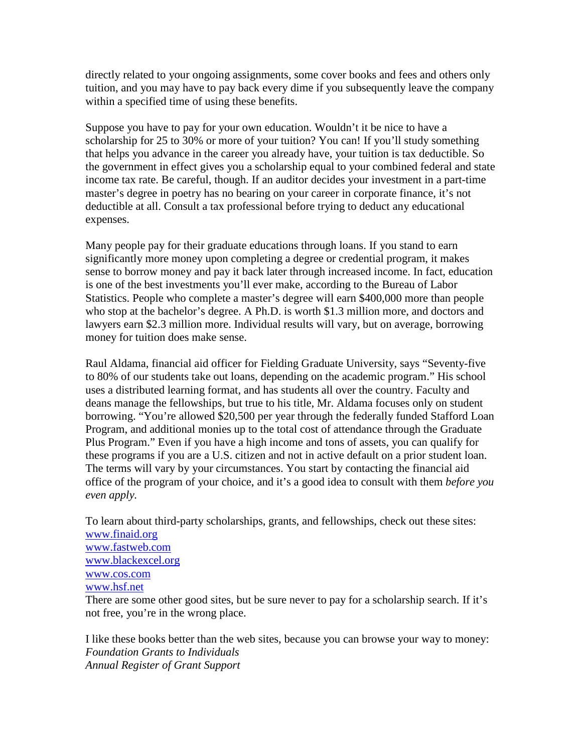directly related to your ongoing assignments, some cover books and fees and others only tuition, and you may have to pay back every dime if you subsequently leave the company within a specified time of using these benefits.

Suppose you have to pay for your own education. Wouldn't it be nice to have a scholarship for 25 to 30% or more of your tuition? You can! If you'll study something that helps you advance in the career you already have, your tuition is tax deductible. So the government in effect gives you a scholarship equal to your combined federal and state income tax rate. Be careful, though. If an auditor decides your investment in a part-time master's degree in poetry has no bearing on your career in corporate finance, it's not deductible at all. Consult a tax professional before trying to deduct any educational expenses.

Many people pay for their graduate educations through loans. If you stand to earn significantly more money upon completing a degree or credential program, it makes sense to borrow money and pay it back later through increased income. In fact, education is one of the best investments you'll ever make, according to the Bureau of Labor Statistics. People who complete a master's degree will earn $400,000 more than people who stop at the bachelor's degree. A Ph.D. is worth $1.3 million more, and doctors and lawyers earn $2.3 million more. Individual results will vary, but on average, borrowing money for tuition does make sense.

Raul Aldama, financial aid officer for Fielding Graduate University, says "Seventy-five to 80% of our students take out loans, depending on the academic program." His school uses a distributed learning format, and has students all over the country. Faculty and deans manage the fellowships, but true to his title, Mr. Aldama focuses only on student borrowing. "You're allowed $20,500 per year through the federally funded Stafford Loan Program, and additional monies up to the total cost of attendance through the Graduate Plus Program." Even if you have a high income and tons of assets, you can qualify for these programs if you are a U.S. citizen and not in active default on a prior student loan. The terms will vary by your circumstances. You start by contacting the financial aid office of the program of your choice, and it's a good idea to consult with them *before you even apply.*

To learn about third-party scholarships, grants, and fellowships, check out these sites:
[www.finaid.org](http://www.finaid.org)
[www.fastweb.com](http://www.fastweb.com)
[www.blackexcel.org](http://www.blackexcel.org)
[www.cos.com](http://www.cos.com)
[www.hsf.net](http://www.hsf.net)
There are some other good sites, but be sure never to pay for a scholarship search. If it's not free, you're in the wrong place.

I like these books better than the web sites, because you can browse your way to money:
*Foundation Grants to Individuals*
*Annual Register of Grant Support*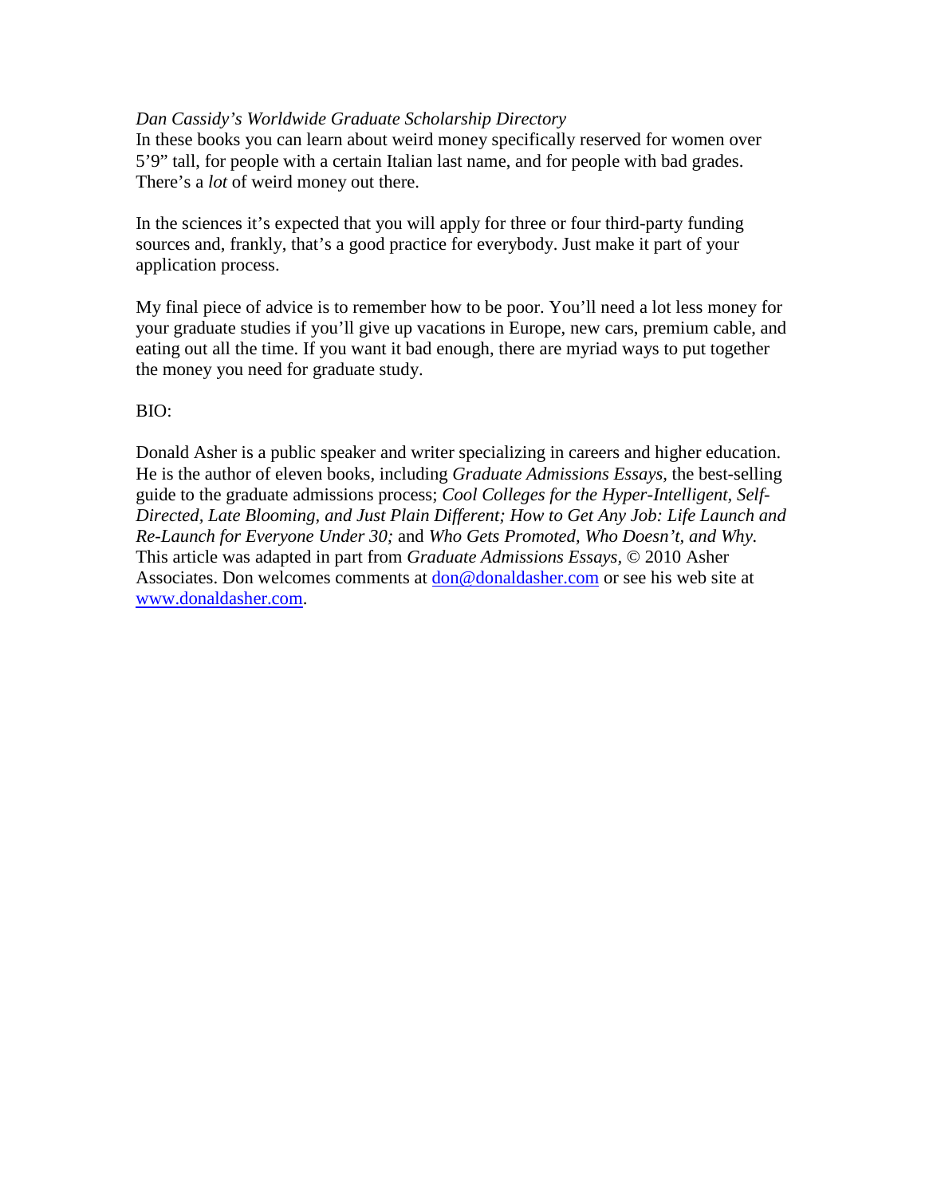*Dan Cassidy's Worldwide Graduate Scholarship Directory*
In these books you can learn about weird money specifically reserved for women over 5'9" tall, for people with a certain Italian last name, and for people with bad grades. There's a *lot* of weird money out there.

In the sciences it's expected that you will apply for three or four third-party funding sources and, frankly, that's a good practice for everybody. Just make it part of your application process.

My final piece of advice is to remember how to be poor. You'll need a lot less money for your graduate studies if you'll give up vacations in Europe, new cars, premium cable, and eating out all the time. If you want it bad enough, there are myriad ways to put together the money you need for graduate study.

BIO:

Donald Asher is a public speaker and writer specializing in careers and higher education. He is the author of eleven books, including *Graduate Admissions Essays*, the best-selling guide to the graduate admissions process; *Cool Colleges for the Hyper-Intelligent, Self-Directed, Late Blooming, and Just Plain Different; How to Get Any Job: Life Launch and Re-Launch for Everyone Under 30;* and *Who Gets Promoted, Who Doesn't, and Why*. This article was adapted in part from *Graduate Admissions Essays*, © 2010 Asher Associates. Don welcomes comments at [don@donaldasher.com](mailto:don@donaldasher.com) or see his web site at [www.donaldasher.com](http://www.donaldasher.com).